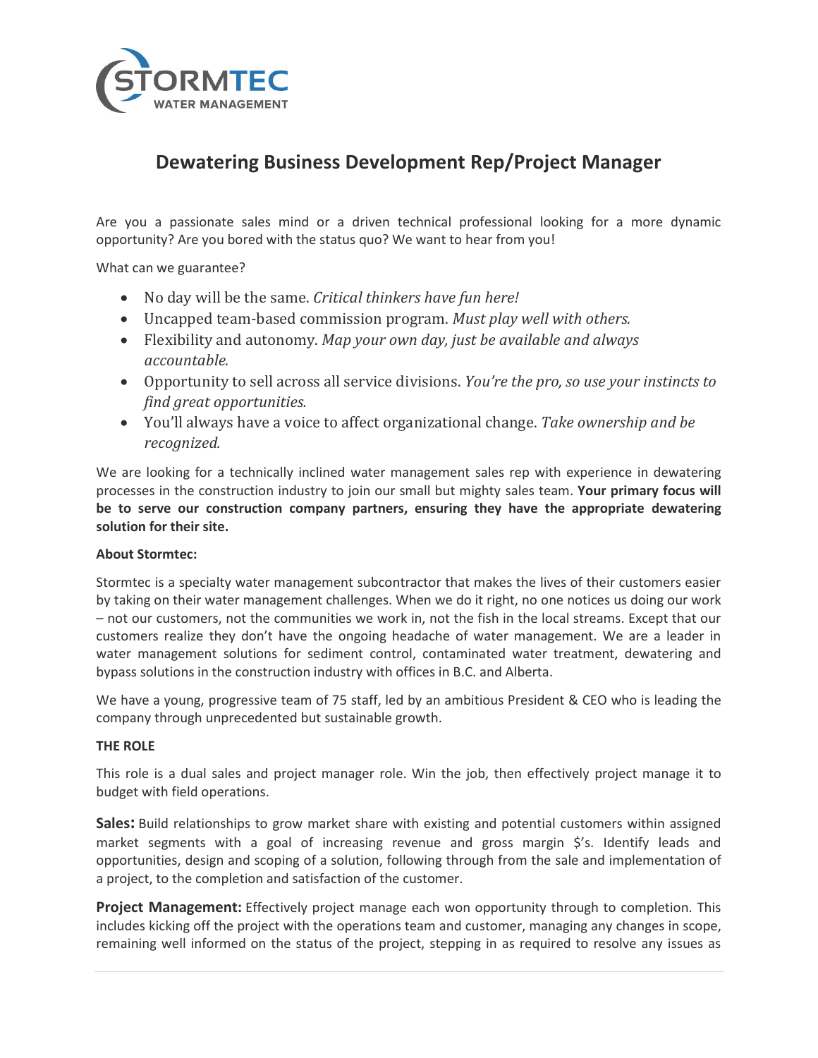# Dewatering Business Development Rep/Project Manager

Are you a passionate sales mind or a driven technical professional looking for a more dynamic opportunity? Are you bored with the status quo? We want to hear from you!

What can we guarantee?

- No day will be the same. *Critical thinkers have fun here!*
- Uncapped team-based commission program. *Must play well with others.*
- Flexibility and autonomy. *Map your own day, just be available and always accountable.*
- Opportunity to sell across all service divisions. *You're the pro, so use your instincts to find great opportunities.*
- You'll always have a voice to affect organizational change. *Take ownership and be recognized.*

We are looking for a technically inclined water management sales rep with experience in dewatering processes in the construction industry to join our small but mighty sales team. **Your primary focus will be to serve our construction company partners, ensuring they have the appropriate dewatering solution for their site.**

**About Stormtec:**

Stormtec is a specialty water management subcontractor that makes the lives of their customers easier by taking on their water management challenges. When we do it right, no one notices us doing our work – not our customers, not the communities we work in, not the fish in the local streams. Except that our customers realize they don't have the ongoing headache of water management. We are a leader in water management solutions for sediment control, contaminated water treatment, dewatering and bypass solutions in the construction industry with offices in B.C. and Alberta.

We have a young, progressive team of 75 staff, led by an ambitious President & CEO who is leading the company through unprecedented but sustainable growth.

**THE ROLE**

This role is a dual sales and project manager role. Win the job, then effectively project manage it to budget with field operations.

**Sales:** Build relationships to grow market share with existing and potential customers within assigned market segments with a goal of increasing revenue and gross margin $'s. Identify leads and opportunities, design and scoping of a solution, following through from the sale and implementation of a project, to the completion and satisfaction of the customer.

**Project Management:** Effectively project manage each won opportunity through to completion. This includes kicking off the project with the operations team and customer, managing any changes in scope, remaining well informed on the status of the project, stepping in as required to resolve any issues as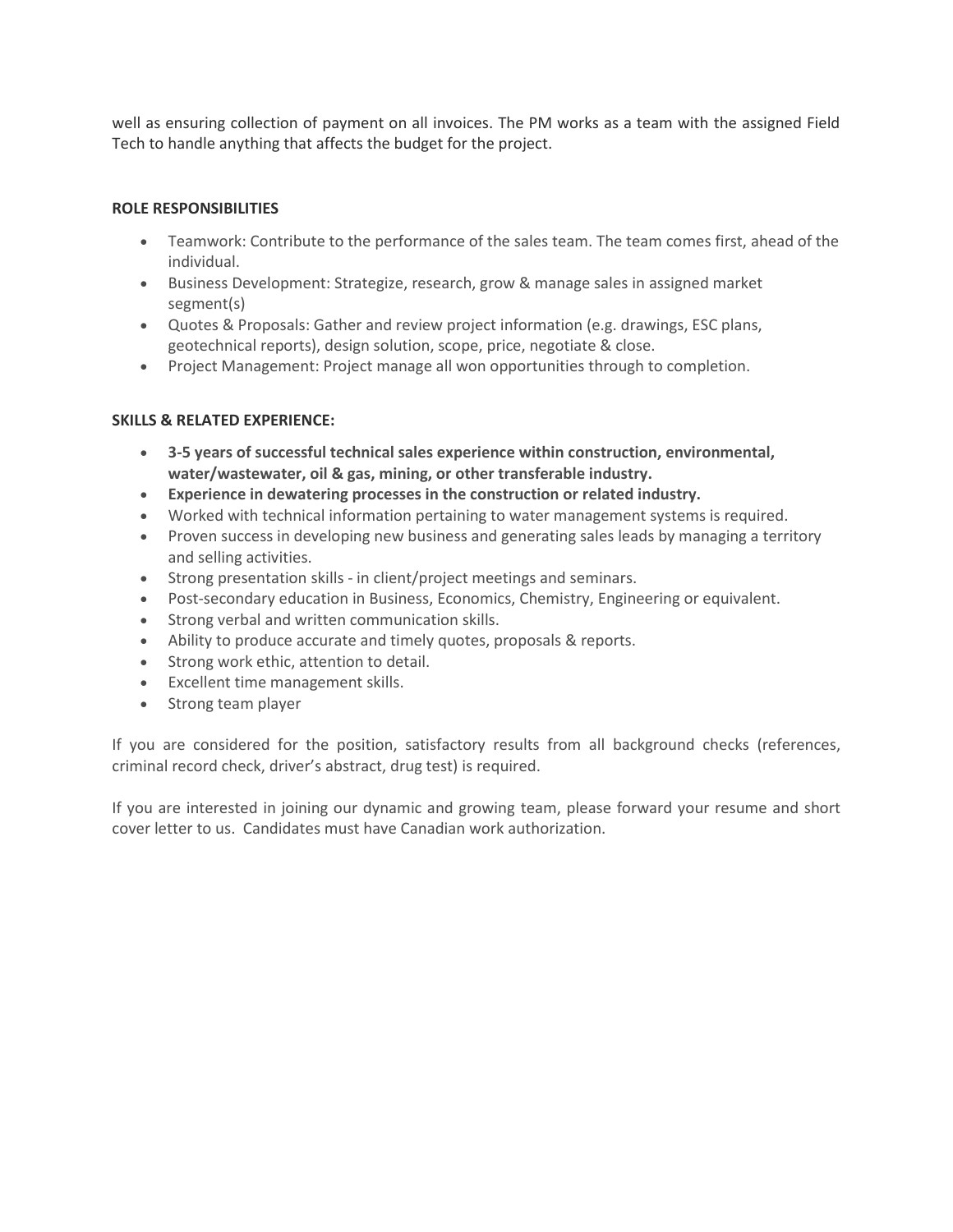well as ensuring collection of payment on all invoices. The PM works as a team with the assigned Field Tech to handle anything that affects the budget for the project.

**ROLE RESPONSIBILITIES**

- Teamwork: Contribute to the performance of the sales team. The team comes first, ahead of the individual.
- Business Development: Strategize, research, grow & manage sales in assigned market segment(s)
- Quotes & Proposals: Gather and review project information (e.g. drawings, ESC plans, geotechnical reports), design solution, scope, price, negotiate & close.
- Project Management: Project manage all won opportunities through to completion.

**SKILLS & RELATED EXPERIENCE:**

- **3-5 years of successful technical sales experience within construction, environmental, water/wastewater, oil & gas, mining, or other transferable industry.**
- **Experience in dewatering processes in the construction or related industry.**
- Worked with technical information pertaining to water management systems is required.
- Proven success in developing new business and generating sales leads by managing a territory and selling activities.
- Strong presentation skills - in client/project meetings and seminars.
- Post-secondary education in Business, Economics, Chemistry, Engineering or equivalent.
- Strong verbal and written communication skills.
- Ability to produce accurate and timely quotes, proposals & reports.
- Strong work ethic, attention to detail.
- Excellent time management skills.
- Strong team player

If you are considered for the position, satisfactory results from all background checks (references, criminal record check, driver's abstract, drug test) is required.

If you are interested in joining our dynamic and growing team, please forward your resume and short cover letter to us. Candidates must have Canadian work authorization.